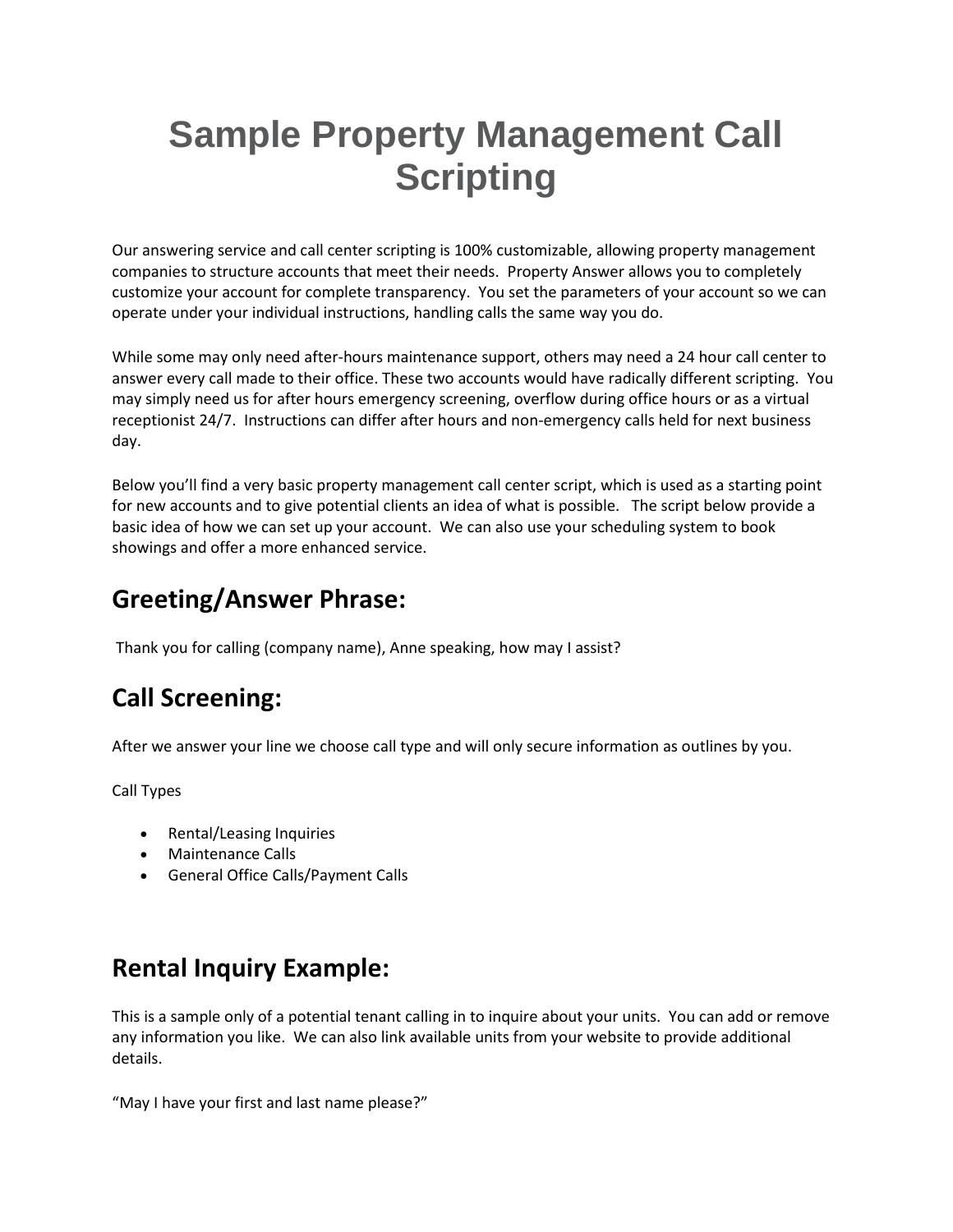# Sample Property Management Call Scripting

Our answering service and call center scripting is 100% customizable, allowing property management companies to structure accounts that meet their needs. Property Answer allows you to completely customize your account for complete transparency. You set the parameters of your account so we can operate under your individual instructions, handling calls the same way you do.

While some may only need after-hours maintenance support, others may need a 24 hour call center to answer every call made to their office. These two accounts would have radically different scripting. You may simply need us for after hours emergency screening, overflow during office hours or as a virtual receptionist 24/7. Instructions can differ after hours and non-emergency calls held for next business day.

Below you'll find a very basic property management call center script, which is used as a starting point for new accounts and to give potential clients an idea of what is possible. The script below provide a basic idea of how we can set up your account. We can also use your scheduling system to book showings and offer a more enhanced service.

## Greeting/Answer Phrase:

Thank you for calling (company name), Anne speaking, how may I assist?

## Call Screening:

After we answer your line we choose call type and will only secure information as outlines by you.

Call Types

- Rental/Leasing Inquiries
- Maintenance Calls
- General Office Calls/Payment Calls

## Rental Inquiry Example:

This is a sample only of a potential tenant calling in to inquire about your units. You can add or remove any information you like. We can also link available units from your website to provide additional details.

"May I have your first and last name please?"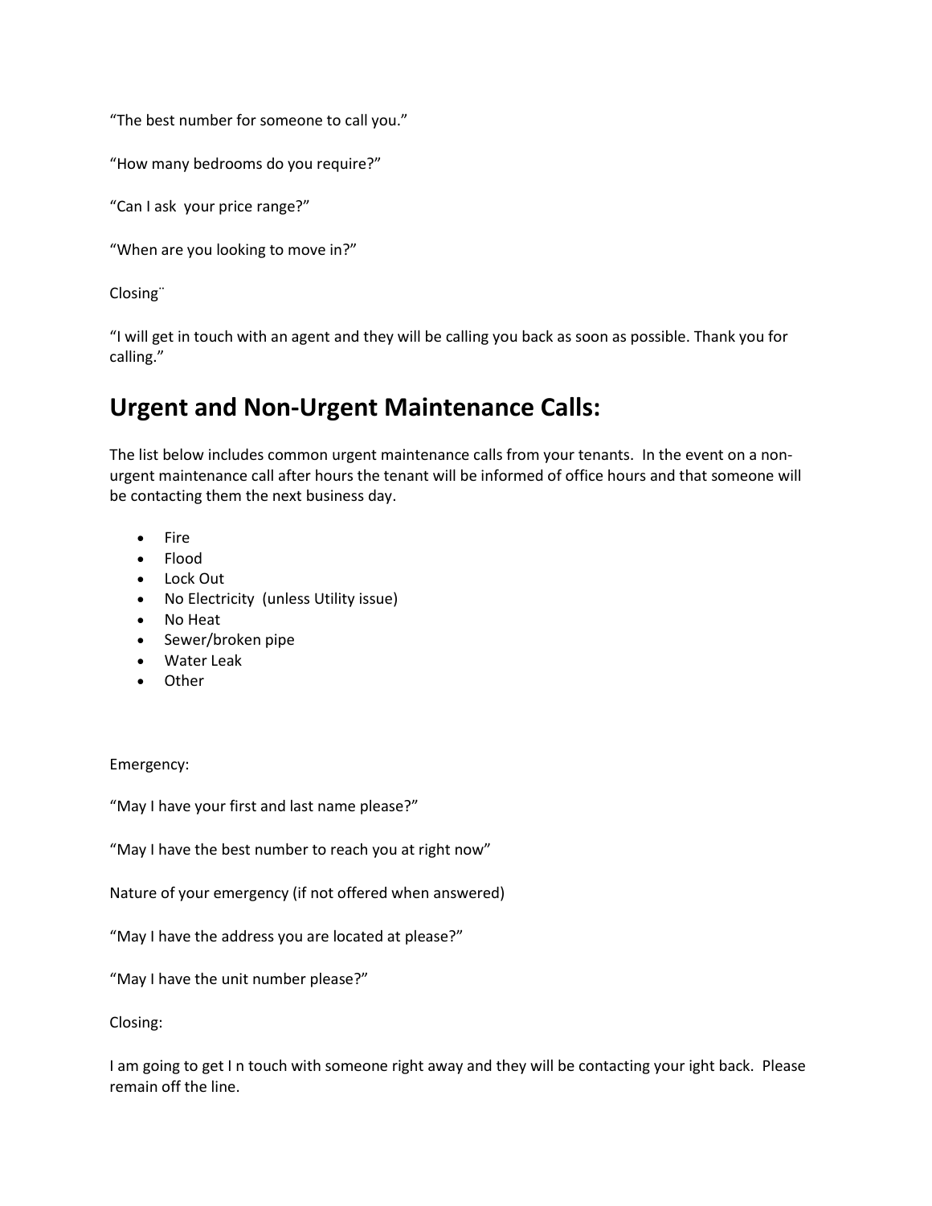“The best number for someone to call you.”

“How many bedrooms do you require?”

“Can I ask  your price range?”

“When are you looking to move in?”

Closing¨

“I will get in touch with an agent and they will be calling you back as soon as possible. Thank you for calling.”

## Urgent and Non-Urgent Maintenance Calls:

The list below includes common urgent maintenance calls from your tenants.  In the event on a non-urgent maintenance call after hours the tenant will be informed of office hours and that someone will be contacting them the next business day.

- Fire
- Flood
- Lock Out
- No Electricity  (unless Utility issue)
- No Heat
- Sewer/broken pipe
- Water Leak
- Other

Emergency:

“May I have your first and last name please?”

“May I have the best number to reach you at right now”

Nature of your emergency (if not offered when answered)

“May I have the address you are located at please?”

“May I have the unit number please?”

Closing:

I am going to get I n touch with someone right away and they will be contacting your ight back.  Please remain off the line.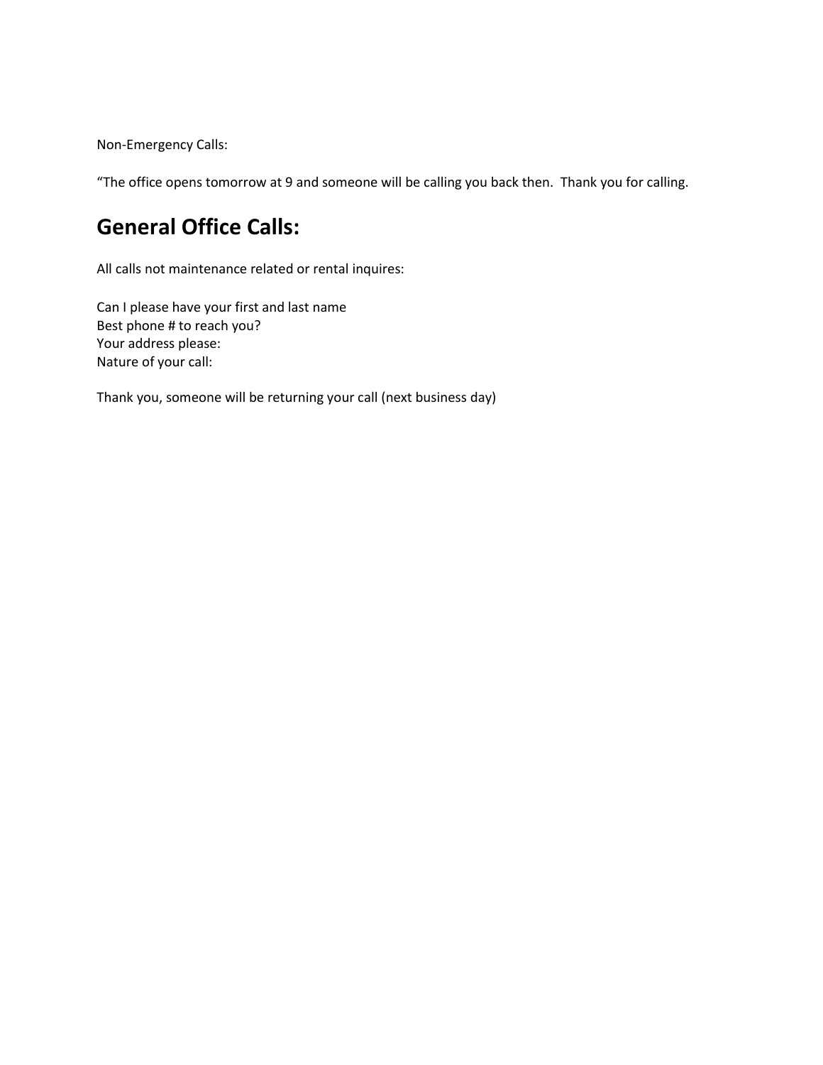Non-Emergency Calls:

"The office opens tomorrow at 9 and someone will be calling you back then.  Thank you for calling.

## General Office Calls:

All calls not maintenance related or rental inquires:

Can I please have your first and last name  
Best phone # to reach you?  
Your address please:  
Nature of your call:

Thank you, someone will be returning your call (next business day)